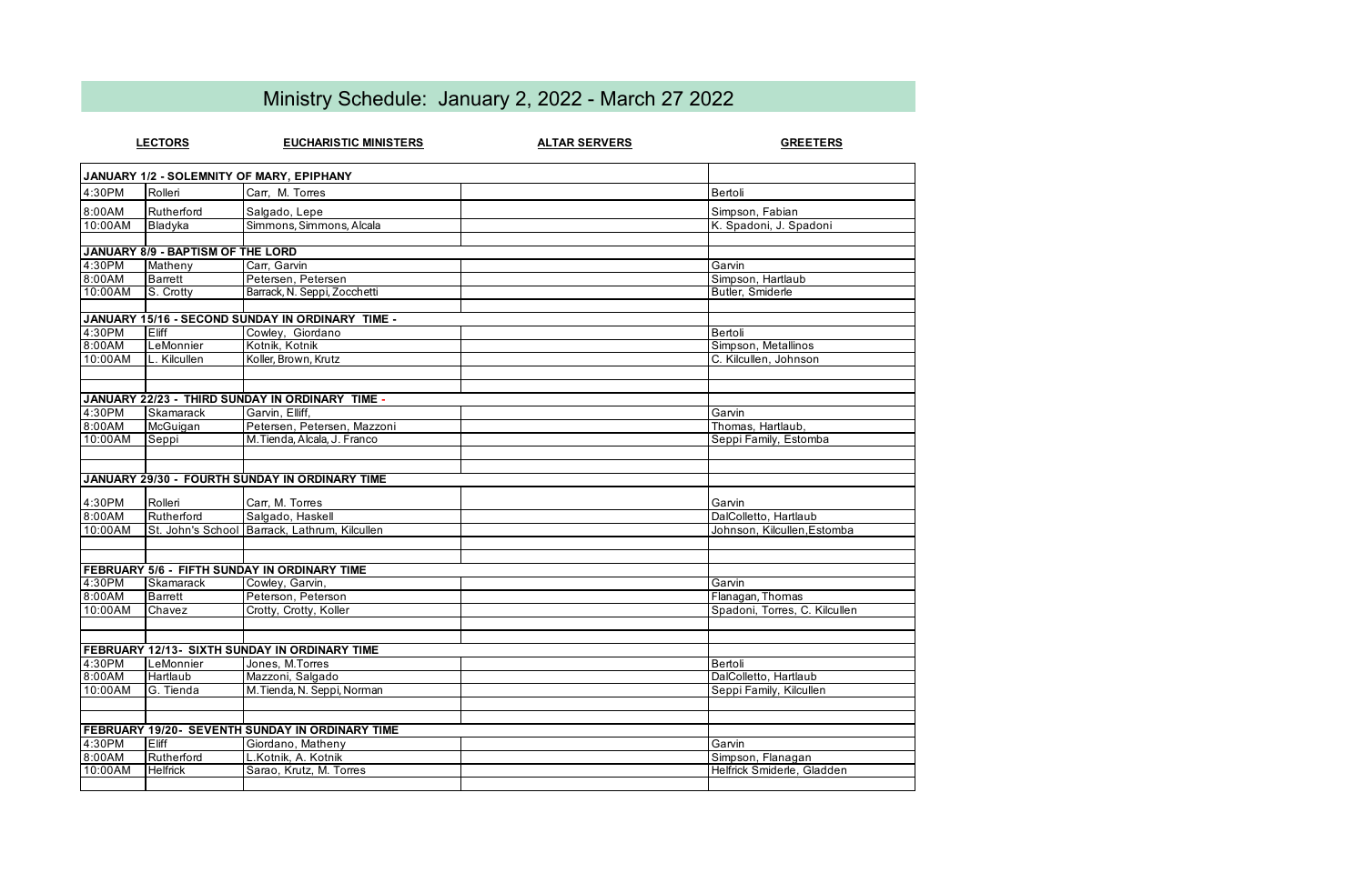# Ministry Schedule: January 2, 2022 - March 27 2022

| | LECTORS | EUCHARISTIC MINISTERS | ALTAR SERVERS | GREETERS |
|---|---|---|---|---|
| **JANUARY 1/2 - SOLEMNITY OF MARY, EPIPHANY** | | | | |
| 4:30PM | Rolleri | Carr, M. Torres | | Bertoli |
| 8:00AM | Rutherford | Salgado, Lepe | | Simpson, Fabian |
| 10:00AM | Bladyka | Simmons, Simmons, Alcala | | K. Spadoni, J. Spadoni |
| | | | | |
| **JANUARY 8/9 - BAPTISM OF THE LORD** | | | | |
| 4:30PM | Matheny | Carr, Garvin | | Garvin |
| 8:00AM | Barrett | Petersen, Petersen | | Simpson, Hartlaub |
| 10:00AM | S. Crotty | Barrack, N. Seppi, Zocchetti | | Butler, Smiderle |
| | | | | |
| **JANUARY 15/16 - SECOND SUNDAY IN ORDINARY TIME -** | | | | |
| 4:30PM | Eliff | Cowley, Giordano | | Bertoli |
| 8:00AM | LeMonnier | Kotnik, Kotnik | | Simpson, Metallinos |
| 10:00AM | L. Kilcullen | Koller, Brown, Krutz | | C. Kilcullen, Johnson |
| | | | | |
| | | | | |
| **JANUARY 22/23 - THIRD SUNDAY IN ORDINARY TIME -** | | | | |
| 4:30PM | Skamarack | Garvin, Elliff, | | Garvin |
| 8:00AM | McGuigan | Petersen, Petersen, Mazzoni | | Thomas, Hartlaub, |
| 10:00AM | Seppi | M.Tienda, Alcala, J. Franco | | Seppi Family, Estomba |
| | | | | |
| | | | | |
| **JANUARY 29/30 - FOURTH SUNDAY IN ORDINARY TIME** | | | | |
| 4:30PM | Rolleri | Carr, M. Torres | | Garvin |
| 8:00AM | Rutherford | Salgado, Haskell | | DalColletto, Hartlaub |
| 10:00AM | St. John's School | Barrack, Lathrum, Kilcullen | | Johnson, Kilcullen,Estomba |
| | | | | |
| | | | | |
| **FEBRUARY 5/6 - FIFTH SUNDAY IN ORDINARY TIME** | | | | |
| 4:30PM | Skamarack | Cowley, Garvin, | | Garvin |
| 8:00AM | Barrett | Peterson, Peterson | | Flanagan, Thomas |
| 10:00AM | Chavez | Crotty, Crotty, Koller | | Spadoni, Torres, C. Kilcullen |
| | | | | |
| | | | | |
| **FEBRUARY 12/13- SIXTH SUNDAY IN ORDINARY TIME** | | | | |
| 4:30PM | LeMonnier | Jones, M.Torres | | Bertoli |
| 8:00AM | Hartlaub | Mazzoni, Salgado | | DalColletto, Hartlaub |
| 10:00AM | G. Tienda | M.Tienda, N. Seppi, Norman | | Seppi Family, Kilcullen |
| | | | | |
| | | | | |
| **FEBRUARY 19/20- SEVENTH SUNDAY IN ORDINARY TIME** | | | | |
| 4:30PM | Eliff | Giordano, Matheny | | Garvin |
| 8:00AM | Rutherford | L.Kotnik, A. Kotnik | | Simpson, Flanagan |
| 10:00AM | Helfrick | Sarao, Krutz, M. Torres | | Helfrick Smiderle, Gladden |
| | | | | |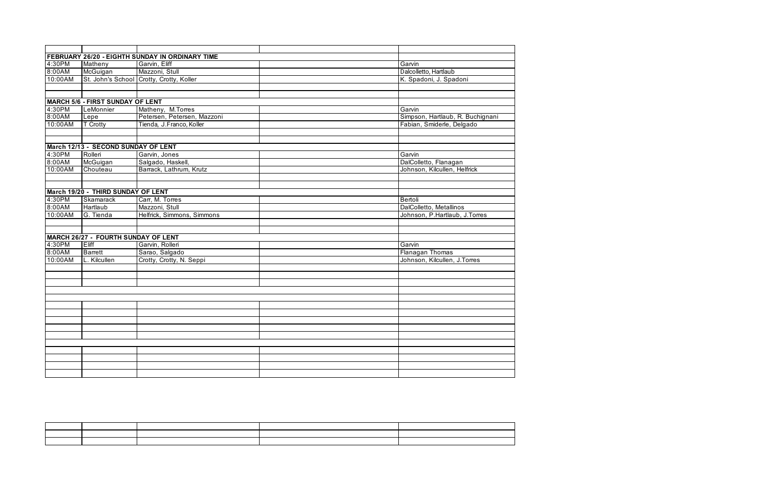| | | | | |
|---|---|---|---|---|
| **FEBRUARY 26/20 - EIGHTH SUNDAY IN ORDINARY TIME** | | | | |
| 4:30PM | Matheny | Garvin, Eliff | | Garvin |
| 8:00AM | McGuigan | Mazzoni, Stull | | Dalcolletto, Hartlaub |
| 10:00AM | St. John's School | Crotty, Crotty, Koller | | K. Spadoni, J. Spadoni |
| | | | | |
| **MARCH 5/6 - FIRST SUNDAY OF LENT** | | | | |
| 4:30PM | LeMonnier | Matheny, M.Torres | | Garvin |
| 8:00AM | Lepe | Petersen, Petersen, Mazzoni | | Simpson, Hartlaub, R. Buchignani |
| 10:00AM | T Crotty | Tienda, J.Franco, Koller | | Fabian, Smiderle, Delgado |
| | | | | |
| **March 12/13 - SECOND SUNDAY OF LENT** | | | | |
| 4:30PM | Rolleri | Garvin, Jones | | Garvin |
| 8:00AM | McGuigan | Salgado, Haskell, | | DalColletto, Flanagan |
| 10:00AM | Chouteau | Barrack, Lathrum, Krutz | | Johnson, Kilcullen, Helfrick |
| | | | | |
| **March 19/20 - THIRD SUNDAY OF LENT** | | | | |
| 4:30PM | Skamarack | Carr, M. Torres | | Bertoli |
| 8:00AM | Hartlaub | Mazzoni, Stull | | DalColletto, Metallinos |
| 10:00AM | G. Tienda | Helfrick, Simmons, Simmons | | Johnson, P.Hartlaub, J.Torres |
| | | | | |
| **MARCH 26/27 - FOURTH SUNDAY OF LENT** | | | | |
| 4:30PM | Eliff | Garvin, Rolleri | | Garvin |
| 8:00AM | Barrett | Sarao, Salgado | | Flanagan Thomas |
| 10:00AM | L. Kilcullen | Crotty, Crotty, N. Seppi | | Johnson, Kilcullen, J.Torres |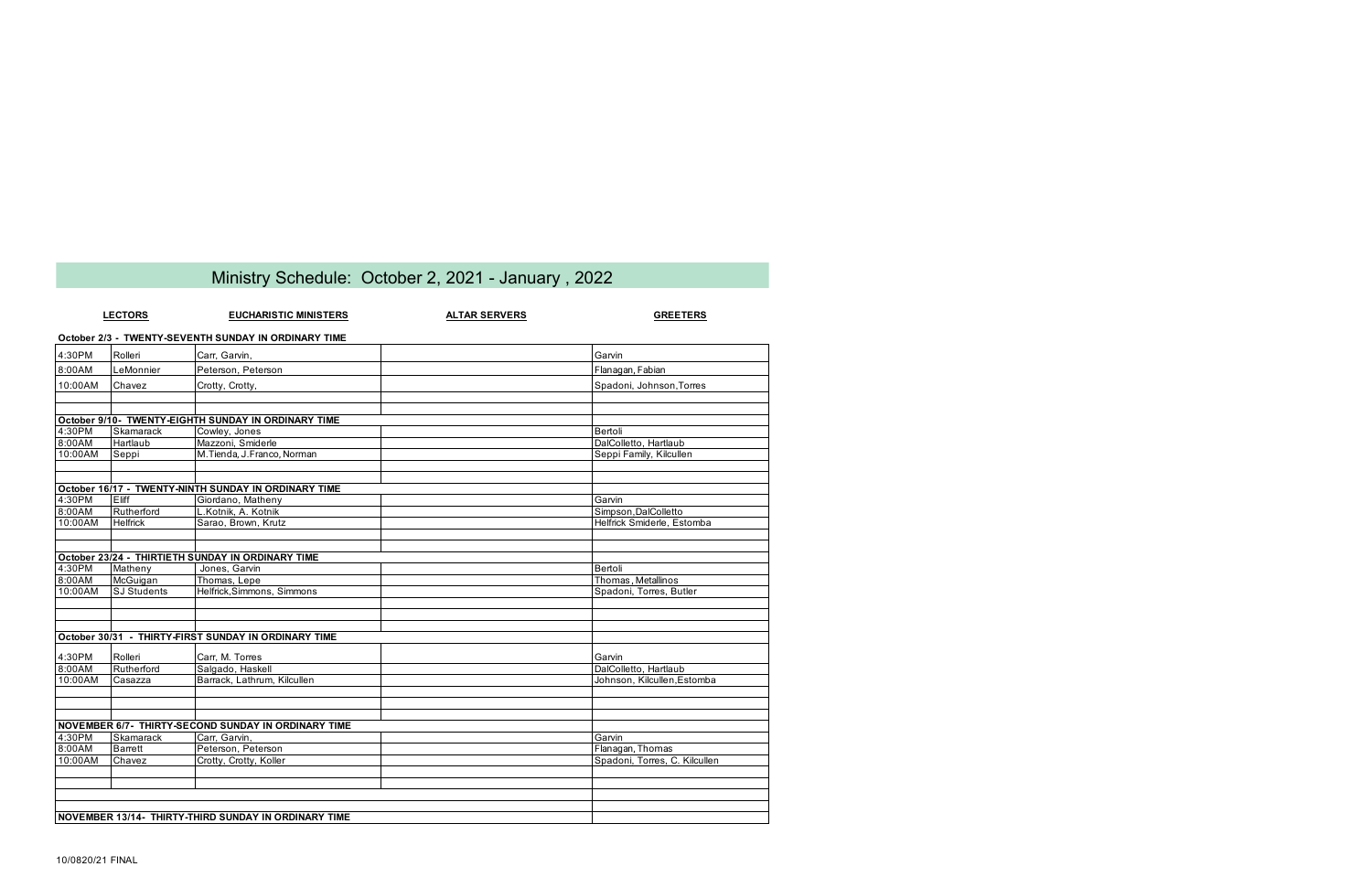# Ministry Schedule: October 2, 2021 - January , 2022

| | LECTORS | EUCHARISTIC MINISTERS | ALTAR SERVERS | GREETERS |
|---|---|---|---|---|
| **October 2/3 - TWENTY-SEVENTH SUNDAY IN ORDINARY TIME** | | | | |
| 4:30PM | Rolleri | Carr, Garvin, | | Garvin |
| 8:00AM | LeMonnier | Peterson, Peterson | | Flanagan, Fabian |
| 10:00AM | Chavez | Crotty, Crotty, | | Spadoni, Johnson, Torres |
| | | | | |
| | | | | |
| **October 9/10- TWENTY-EIGHTH SUNDAY IN ORDINARY TIME** | | | | |
| 4:30PM | Skamarack | Cowley, Jones | | Bertoli |
| 8:00AM | Hartlaub | Mazzoni, Smiderle | | DalColletto, Hartlaub |
| 10:00AM | Seppi | M.Tienda, J.Franco, Norman | | Seppi Family, Kilcullen |
| | | | | |
| | | | | |
| **October 16/17 - TWENTY-NINTH SUNDAY IN ORDINARY TIME** | | | | |
| 4:30PM | Eliff | Giordano, Matheny | | Garvin |
| 8:00AM | Rutherford | L.Kotnik, A. Kotnik | | Simpson, DalColletto |
| 10:00AM | Helfrick | Sarao, Brown, Krutz | | Helfrick Smiderle, Estomba |
| | | | | |
| | | | | |
| **October 23/24 - THIRTIETH SUNDAY IN ORDINARY TIME** | | | | |
| 4:30PM | Matheny | Jones, Garvin | | Bertoli |
| 8:00AM | McGuigan | Thomas, Lepe | | Thomas, Metallinos |
| 10:00AM | SJ Students | Helfrick, Simmons, Simmons | | Spadoni, Torres, Butler |
| | | | | |
| | | | | |
| | | | | |
| **October 30/31 - THIRTY-FIRST SUNDAY IN ORDINARY TIME** | | | | |
| 4:30PM | Rolleri | Carr, M. Torres | | Garvin |
| 8:00AM | Rutherford | Salgado, Haskell | | DalColletto, Hartlaub |
| 10:00AM | Casazza | Barrack, Lathrum, Kilcullen | | Johnson, Kilcullen, Estomba |
| | | | | |
| | | | | |
| | | | | |
| **NOVEMBER 6/7- THIRTY-SECOND SUNDAY IN ORDINARY TIME** | | | | |
| 4:30PM | Skamarack | Carr, Garvin, | | Garvin |
| 8:00AM | Barrett | Peterson, Peterson | | Flanagan, Thomas |
| 10:00AM | Chavez | Crotty, Crotty, Koller | | Spadoni, Torres, C. Kilcullen |
| | | | | |
| | | | | |
| | | | | |
| **NOVEMBER 13/14- THIRTY-THIRD SUNDAY IN ORDINARY TIME** | | | | |

10/0820/21 FINAL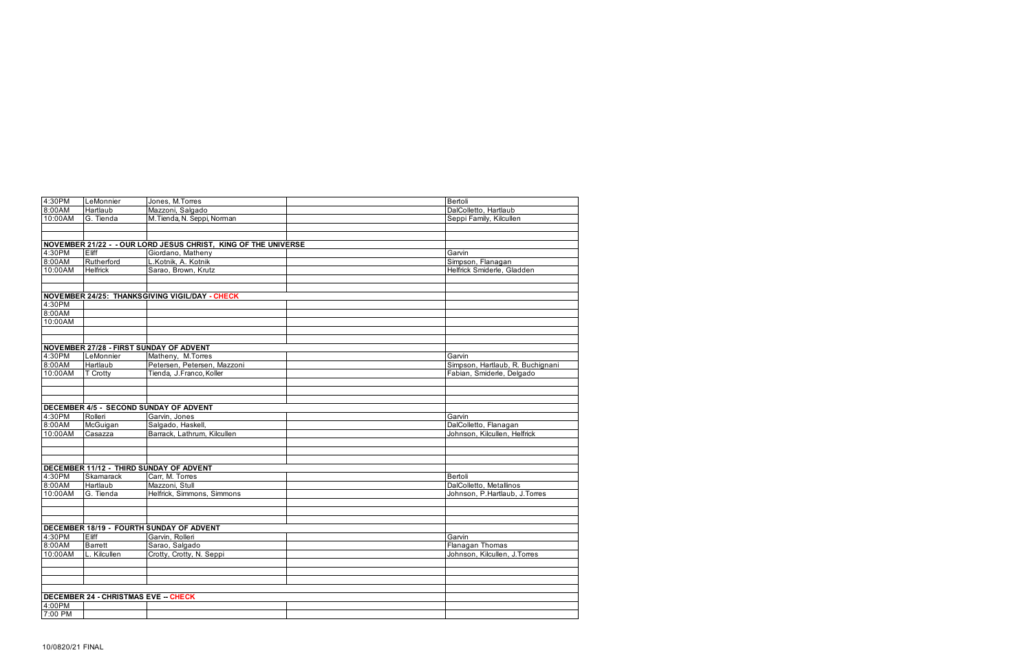| | | | | |
|---|---|---|---|---|
| 4:30PM | LeMonnier | Jones, M.Torres | | Bertoli |
| 8:00AM | Hartlaub | Mazzoni, Salgado | | DalColletto, Hartlaub |
| 10:00AM | G. Tienda | M.Tienda, N. Seppi, Norman | | Seppi Family, Kilcullen |
| | | | | |
| | | | | |
| **NOVEMBER 21/22 - - OUR LORD JESUS CHRIST, KING OF THE UNIVERSE** | | | | |
| 4:30PM | Eliff | Giordano, Matheny | | Garvin |
| 8:00AM | Rutherford | L.Kotnik, A. Kotnik | | Simpson, Flanagan |
| 10:00AM | Helfrick | Sarao, Brown, Krutz | | Helfrick Smiderle, Gladden |
| | | | | |
| | | | | |
| **NOVEMBER 24/25: THANKSGIVING VIGIL/DAY - CHECK** | | | | |
| 4:30PM | | | | |
| 8:00AM | | | | |
| 10:00AM | | | | |
| | | | | |
| | | | | |
| **NOVEMBER 27/28 - FIRST SUNDAY OF ADVENT** | | | | |
| 4:30PM | LeMonnier | Matheny, M.Torres | | Garvin |
| 8:00AM | Hartlaub | Petersen, Petersen, Mazzoni | | Simpson, Hartlaub, R. Buchignani |
| 10:00AM | T Crotty | Tienda, J.Franco, Koller | | Fabian, Smiderle, Delgado |
| | | | | |
| | | | | |
| | | | | |
| **DECEMBER 4/5 - SECOND SUNDAY OF ADVENT** | | | | |
| 4:30PM | Rolleri | Garvin, Jones | | Garvin |
| 8:00AM | McGuigan | Salgado, Haskell, | | DalColletto, Flanagan |
| 10:00AM | Casazza | Barrack, Lathrum, Kilcullen | | Johnson, Kilcullen, Helfrick |
| | | | | |
| | | | | |
| | | | | |
| **DECEMBER 11/12 - THIRD SUNDAY OF ADVENT** | | | | |
| 4:30PM | Skamarack | Carr, M. Torres | | Bertoli |
| 8:00AM | Hartlaub | Mazzoni, Stull | | DalColletto, Metallinos |
| 10:00AM | G. Tienda | Helfrick, Simmons, Simmons | | Johnson, P.Hartlaub, J.Torres |
| | | | | |
| | | | | |
| | | | | |
| **DECEMBER 18/19 - FOURTH SUNDAY OF ADVENT** | | | | |
| 4:30PM | Eliff | Garvin, Rolleri | | Garvin |
| 8:00AM | Barrett | Sarao, Salgado | | Flanagan Thomas |
| 10:00AM | L. Kilcullen | Crotty, Crotty, N. Seppi | | Johnson, Kilcullen, J.Torres |
| | | | | |
| | | | | |
| | | | | |
| | | | | |
| **DECEMBER 24 - CHRISTMAS EVE -- CHECK** | | | | |
| 4:00PM | | | | |
| 7:00 PM | | | | |

10/0820/21 FINAL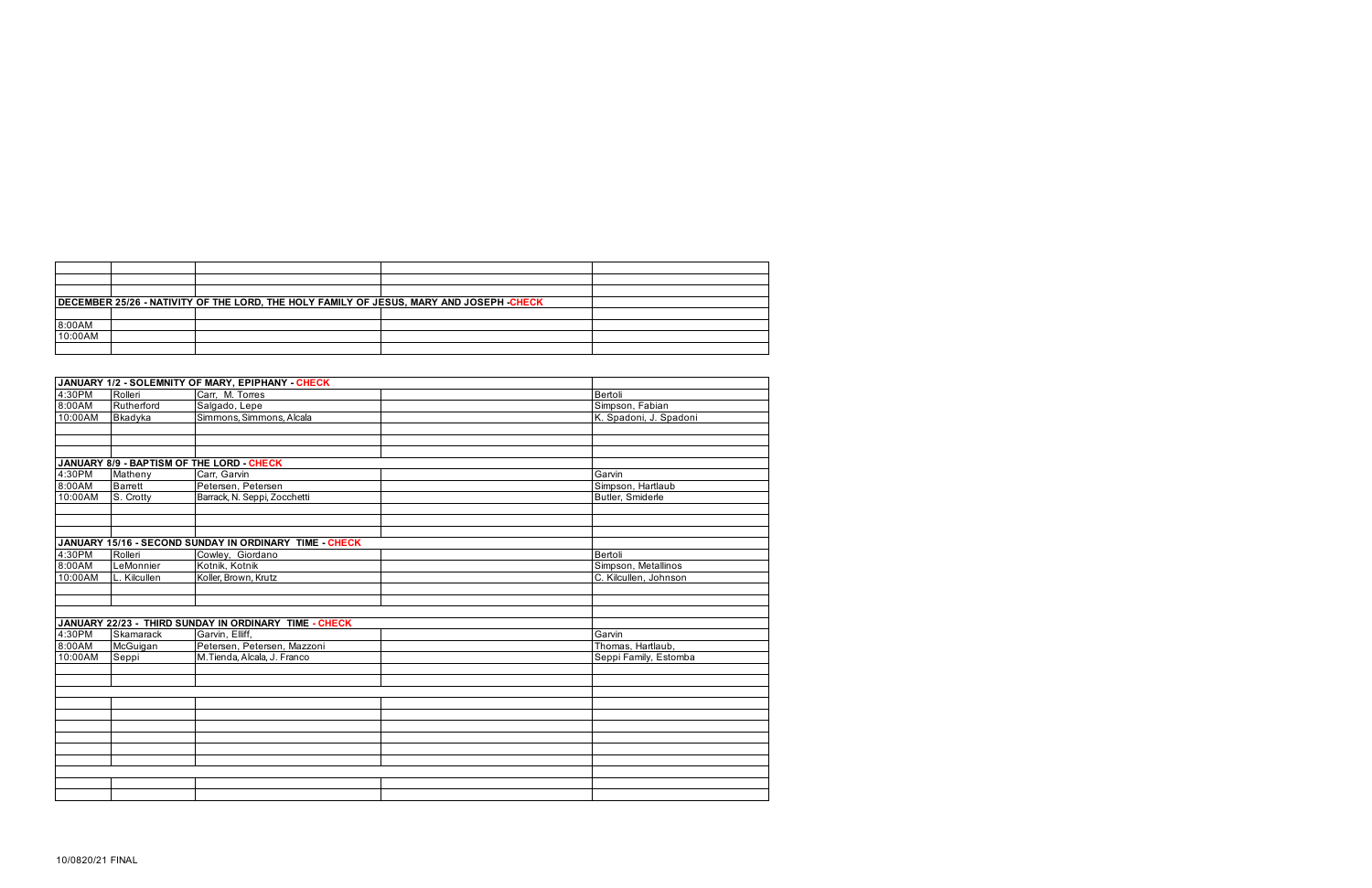| | | | | |
|---|---|---|---|---|
| | | | | |
| | | | | |
| | | | | |
| **DECEMBER 25/26 - NATIVITY OF THE LORD, THE HOLY FAMILY OF JESUS, MARY AND JOSEPH -CHECK** | | | | |
| | | | | |
| 8:00AM | | | | |
| 10:00AM | | | | |
| | | | | |

| | | | | |
|---|---|---|---|---|
| **JANUARY 1/2 - SOLEMNITY OF MARY, EPIPHANY - CHECK** | | | | |
| 4:30PM | Rolleri | Carr, M. Torres | | Bertoli |
| 8:00AM | Rutherford | Salgado, Lepe | | Simpson, Fabian |
| 10:00AM | Bkadyka | Simmons, Simmons, Alcala | | K. Spadoni, J. Spadoni |
| | | | | |
| | | | | |
| | | | | |
| **JANUARY 8/9 - BAPTISM OF THE LORD - CHECK** | | | | |
| 4:30PM | Matheny | Carr, Garvin | | Garvin |
| 8:00AM | Barrett | Petersen, Petersen | | Simpson, Hartlaub |
| 10:00AM | S. Crotty | Barrack, N. Seppi, Zocchetti | | Butler, Smiderle |
| | | | | |
| | | | | |
| | | | | |
| **JANUARY 15/16 - SECOND SUNDAY IN ORDINARY TIME - CHECK** | | | | |
| 4:30PM | Rolleri | Cowley, Giordano | | Bertoli |
| 8:00AM | LeMonnier | Kotnik, Kotnik | | Simpson, Metallinos |
| 10:00AM | L. Kilcullen | Koller, Brown, Krutz | | C. Kilcullen, Johnson |
| | | | | |
| | | | | |
| | | | | |
| **JANUARY 22/23 - THIRD SUNDAY IN ORDINARY TIME - CHECK** | | | | |
| 4:30PM | Skamarack | Garvin, Elliff, | | Garvin |
| 8:00AM | McGuigan | Petersen, Petersen, Mazzoni | | Thomas, Hartlaub, |
| 10:00AM | Seppi | M.Tienda, Alcala, J. Franco | | Seppi Family, Estomba |
| | | | | |
| | | | | |
| | | | | |
| | | | | |
| | | | | |
| | | | | |
| | | | | |
| | | | | |
| | | | | |
| | | | | |
| | | | | |
| | | | | |

10/0820/21 FINAL